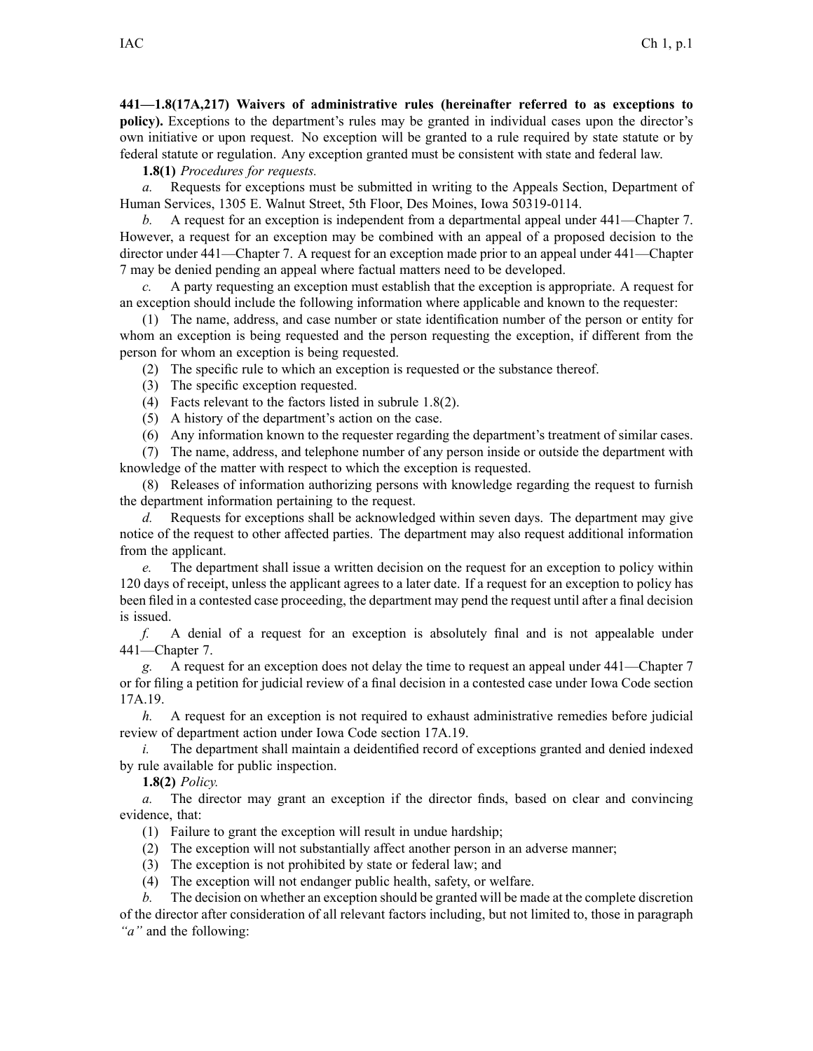**441—1.8(17A,217) Waivers of administrative rules (hereinafter referred to as exceptions to policy).** Exceptions to the department's rules may be granted in individual cases upon the director's own initiative or upon request. No exception will be granted to a rule required by state statute or by federal statute or regulation. Any exception granted must be consistent with state and federal law.

**1.8(1)** *Procedures for requests.*

*a.* Requests for exceptions must be submitted in writing to the Appeals Section, Department of Human Services, 1305 E. Walnut Street, 5th Floor, Des Moines, Iowa 50319-0114.

*b.* A request for an exception is independent from a departmental appeal under 441—Chapter 7. However, a request for an exception may be combined with an appeal of a proposed decision to the director under 441—Chapter 7. A request for an exception made prior to an appeal under 441—Chapter 7 may be denied pending an appeal where factual matters need to be developed.

*c.* A party requesting an exception must establish that the exception is appropriate. A request for an exception should include the following information where applicable and known to the requester:

(1) The name, address, and case number or state identification number of the person or entity for whom an exception is being requested and the person requesting the exception, if different from the person for whom an exception is being requested.

(2) The specific rule to which an exception is requested or the substance thereof.

(3) The specific exception requested.

(4) Facts relevant to the factors listed in subrule 1.8(2).

(5) A history of the department's action on the case.

(6) Any information known to the requester regarding the department's treatment of similar cases.

(7) The name, address, and telephone number of any person inside or outside the department with knowledge of the matter with respect to which the exception is requested.

(8) Releases of information authorizing persons with knowledge regarding the request to furnish the department information pertaining to the request.

*d.* Requests for exceptions shall be acknowledged within seven days. The department may give notice of the request to other affected parties. The department may also request additional information from the applicant.

*e.* The department shall issue a written decision on the request for an exception to policy within 120 days of receipt, unless the applicant agrees to a later date. If a request for an exception to policy has been filed in a contested case proceeding, the department may pend the request until after a final decision is issued.

*f.* A denial of a request for an exception is absolutely final and is not appealable under 441—Chapter 7.

*g.* A request for an exception does not delay the time to request an appeal under 441—Chapter 7 or for filing a petition for judicial review of a final decision in a contested case under Iowa Code section 17A.19.

*h.* A request for an exception is not required to exhaust administrative remedies before judicial review of department action under Iowa Code section 17A.19.

*i.* The department shall maintain a deidentified record of exceptions granted and denied indexed by rule available for public inspection.

**1.8(2)** *Policy.*

*a.* The director may grant an exception if the director finds, based on clear and convincing evidence, that:

(1) Failure to grant the exception will result in undue hardship;

(2) The exception will not substantially affect another person in an adverse manner;

(3) The exception is not prohibited by state or federal law; and

(4) The exception will not endanger public health, safety, or welfare.

*b.* The decision on whether an exception should be granted will be made at the complete discretion of the director after consideration of all relevant factors including, but not limited to, those in paragraph *"a"* and the following: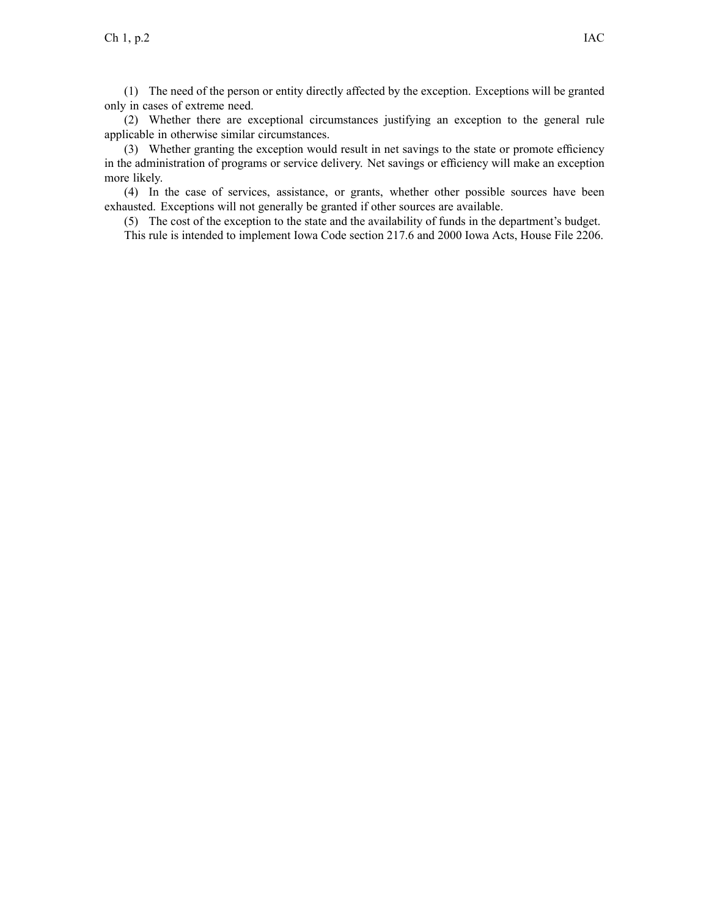(1) The need of the person or entity directly affected by the exception. Exceptions will be granted only in cases of extreme need.

(2) Whether there are exceptional circumstances justifying an exception to the general rule applicable in otherwise similar circumstances.

(3) Whether granting the exception would result in net savings to the state or promote efficiency in the administration of programs or service delivery. Net savings or efficiency will make an exception more likely.

(4) In the case of services, assistance, or grants, whether other possible sources have been exhausted. Exceptions will not generally be granted if other sources are available.

(5) The cost of the exception to the state and the availability of funds in the department's budget.

This rule is intended to implement Iowa Code section 217.6 and 2000 Iowa Acts, House File 2206.